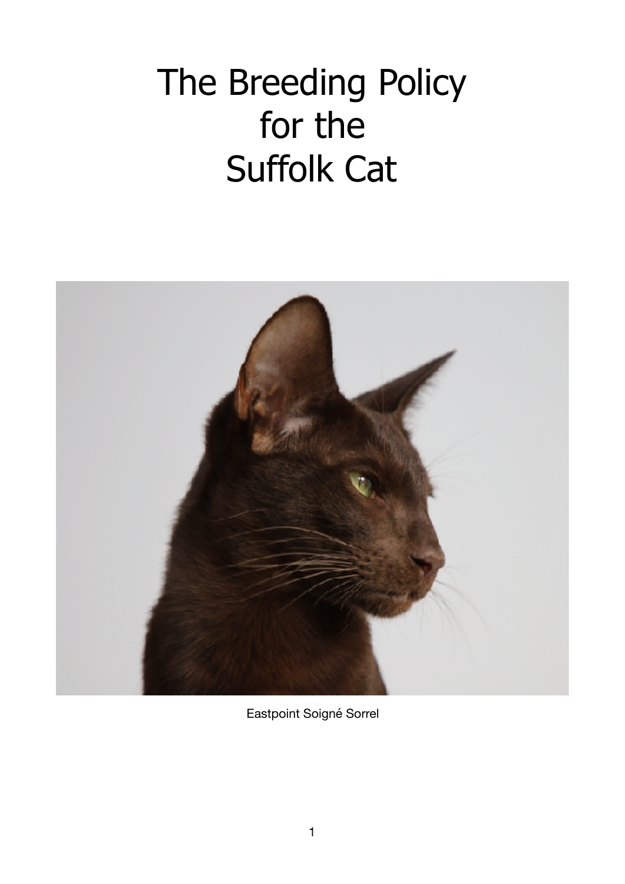# The Breeding Policy for the Suffolk Cat

Eastpoint Soigné Sorrel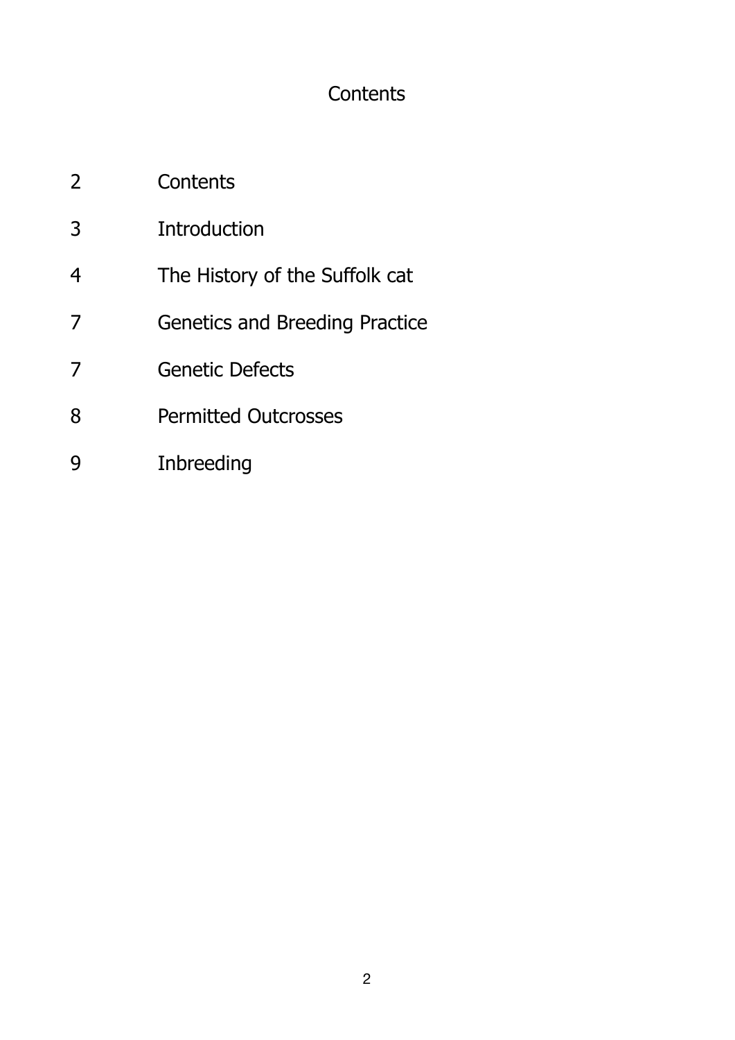# Contents

| | |
|---|---|
| 2 | Contents |
| 3 | Introduction |
| 4 | The History of the Suffolk cat |
| 7 | Genetics and Breeding Practice |
| 7 | Genetic Defects |
| 8 | Permitted Outcrosses |
| 9 | Inbreeding |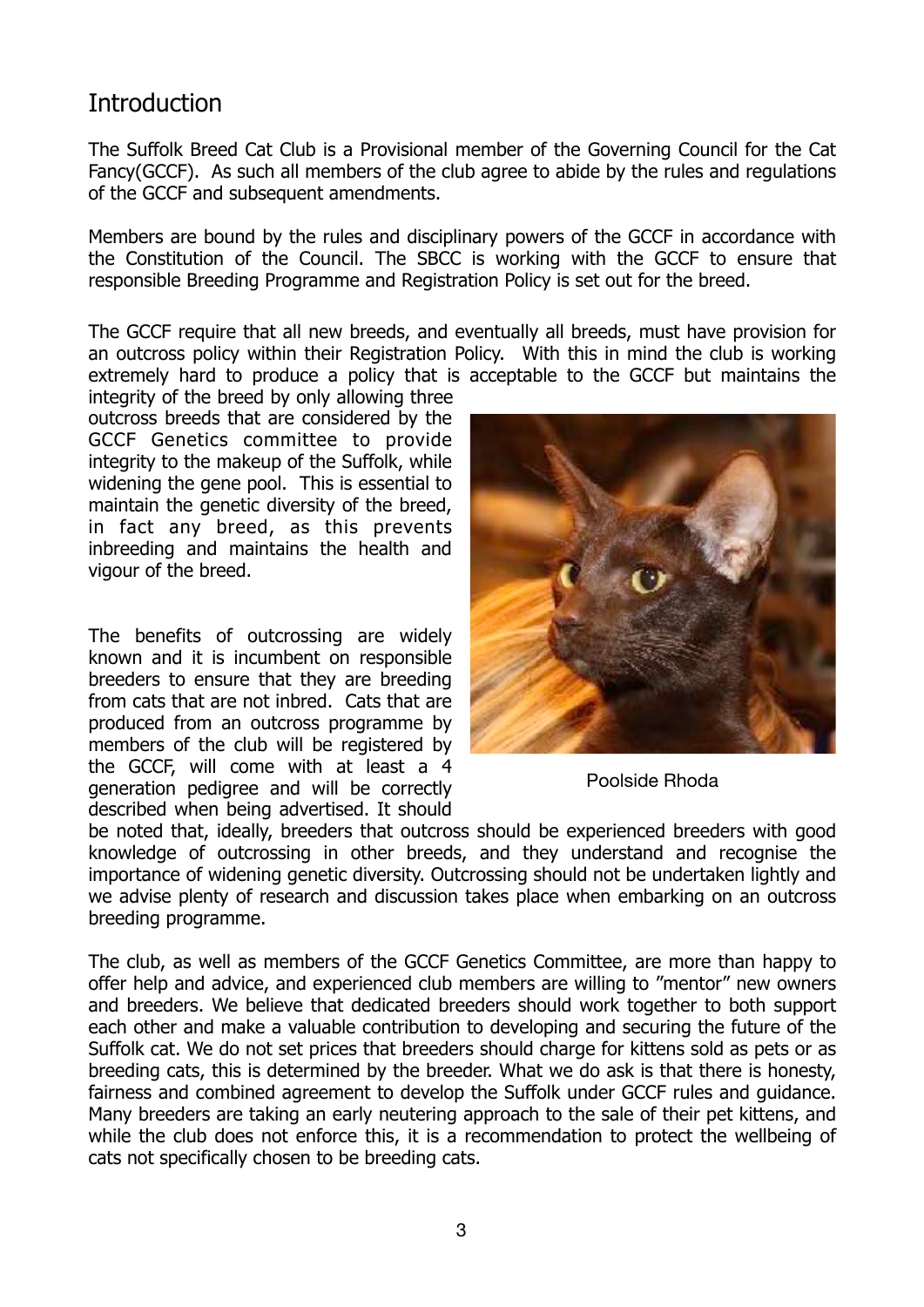# Introduction

The Suffolk Breed Cat Club is a Provisional member of the Governing Council for the Cat Fancy(GCCF). As such all members of the club agree to abide by the rules and regulations of the GCCF and subsequent amendments.

Members are bound by the rules and disciplinary powers of the GCCF in accordance with the Constitution of the Council. The SBCC is working with the GCCF to ensure that responsible Breeding Programme and Registration Policy is set out for the breed.

The GCCF require that all new breeds, and eventually all breeds, must have provision for an outcross policy within their Registration Policy. With this in mind the club is working extremely hard to produce a policy that is acceptable to the GCCF but maintains the integrity of the breed by only allowing three outcross breeds that are considered by the GCCF Genetics committee to provide integrity to the makeup of the Suffolk, while widening the gene pool. This is essential to maintain the genetic diversity of the breed, in fact any breed, as this prevents inbreeding and maintains the health and vigour of the breed.

Poolside Rhoda

The benefits of outcrossing are widely known and it is incumbent on responsible breeders to ensure that they are breeding from cats that are not inbred. Cats that are produced from an outcross programme by members of the club will be registered by the GCCF, will come with at least a 4 generation pedigree and will be correctly described when being advertised. It should be noted that, ideally, breeders that outcross should be experienced breeders with good knowledge of outcrossing in other breeds, and they understand and recognise the importance of widening genetic diversity. Outcrossing should not be undertaken lightly and we advise plenty of research and discussion takes place when embarking on an outcross breeding programme.

The club, as well as members of the GCCF Genetics Committee, are more than happy to offer help and advice, and experienced club members are willing to "mentor" new owners and breeders. We believe that dedicated breeders should work together to both support each other and make a valuable contribution to developing and securing the future of the Suffolk cat. We do not set prices that breeders should charge for kittens sold as pets or as breeding cats, this is determined by the breeder. What we do ask is that there is honesty, fairness and combined agreement to develop the Suffolk under GCCF rules and guidance. Many breeders are taking an early neutering approach to the sale of their pet kittens, and while the club does not enforce this, it is a recommendation to protect the wellbeing of cats not specifically chosen to be breeding cats.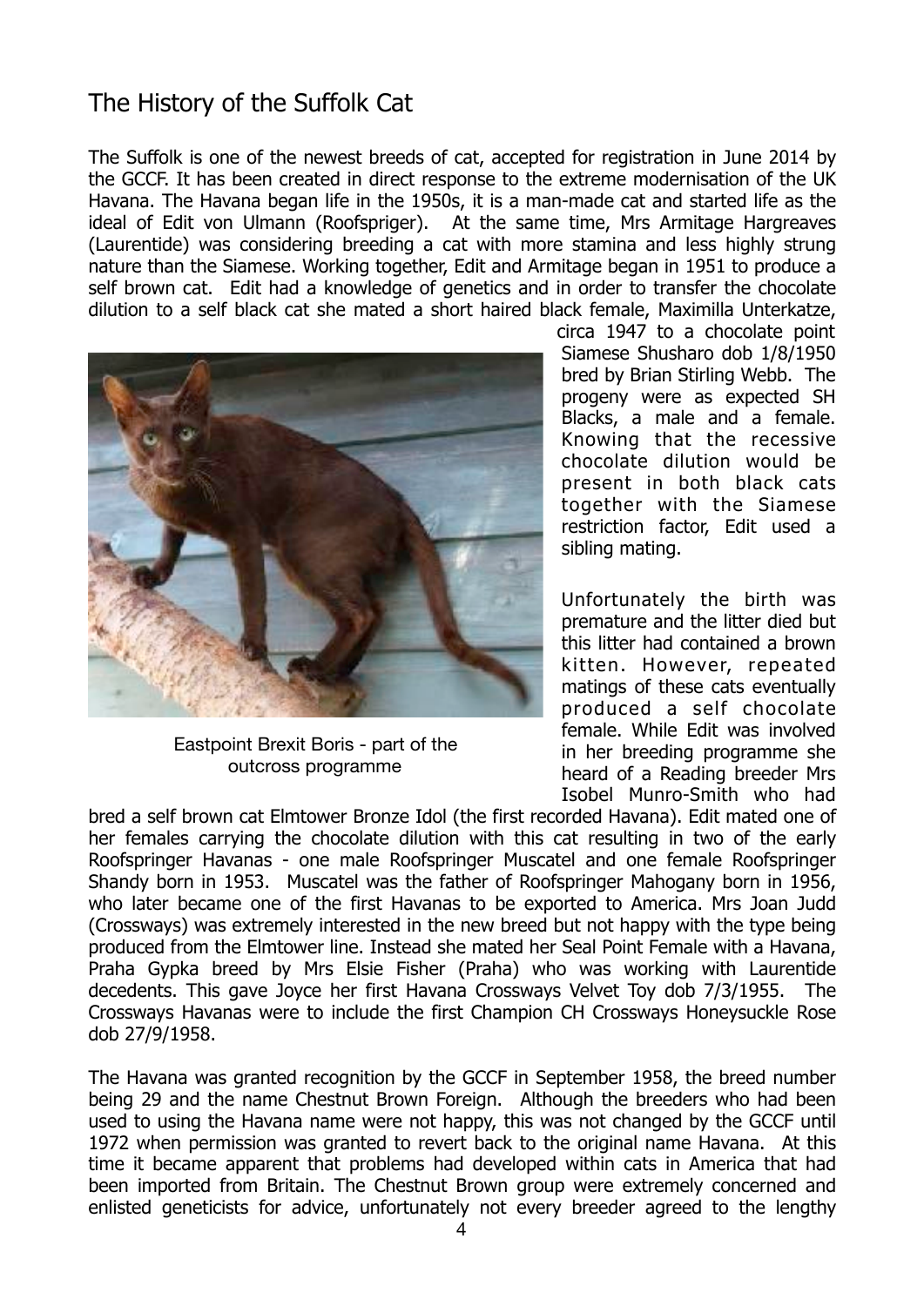## The History of the Suffolk Cat

The Suffolk is one of the newest breeds of cat, accepted for registration in June 2014 by the GCCF. It has been created in direct response to the extreme modernisation of the UK Havana. The Havana began life in the 1950s, it is a man-made cat and started life as the ideal of Edit von Ulmann (Roofspriger). At the same time, Mrs Armitage Hargreaves (Laurentide) was considering breeding a cat with more stamina and less highly strung nature than the Siamese. Working together, Edit and Armitage began in 1951 to produce a self brown cat. Edit had a knowledge of genetics and in order to transfer the chocolate dilution to a self black cat she mated a short haired black female, Maximilla Unterkatze, circa 1947 to a chocolate point Siamese Shusharo dob 1/8/1950 bred by Brian Stirling Webb. The progeny were as expected SH Blacks, a male and a female. Knowing that the recessive chocolate dilution would be present in both black cats together with the Siamese restriction factor, Edit used a sibling mating.

Eastpoint Brexit Boris - part of the outcross programme

Unfortunately the birth was premature and the litter died but this litter had contained a brown kitten. However, repeated matings of these cats eventually produced a self chocolate female. While Edit was involved in her breeding programme she heard of a Reading breeder Mrs Isobel Munro-Smith who had bred a self brown cat Elmtower Bronze Idol (the first recorded Havana). Edit mated one of her females carrying the chocolate dilution with this cat resulting in two of the early Roofspringer Havanas - one male Roofspringer Muscatel and one female Roofspringer Shandy born in 1953. Muscatel was the father of Roofspringer Mahogany born in 1956, who later became one of the first Havanas to be exported to America. Mrs Joan Judd (Crossways) was extremely interested in the new breed but not happy with the type being produced from the Elmtower line. Instead she mated her Seal Point Female with a Havana, Praha Gypka breed by Mrs Elsie Fisher (Praha) who was working with Laurentide decedents. This gave Joyce her first Havana Crossways Velvet Toy dob 7/3/1955. The Crossways Havanas were to include the first Champion CH Crossways Honeysuckle Rose dob 27/9/1958.

The Havana was granted recognition by the GCCF in September 1958, the breed number being 29 and the name Chestnut Brown Foreign. Although the breeders who had been used to using the Havana name were not happy, this was not changed by the GCCF until 1972 when permission was granted to revert back to the original name Havana. At this time it became apparent that problems had developed within cats in America that had been imported from Britain. The Chestnut Brown group were extremely concerned and enlisted geneticists for advice, unfortunately not every breeder agreed to the lengthy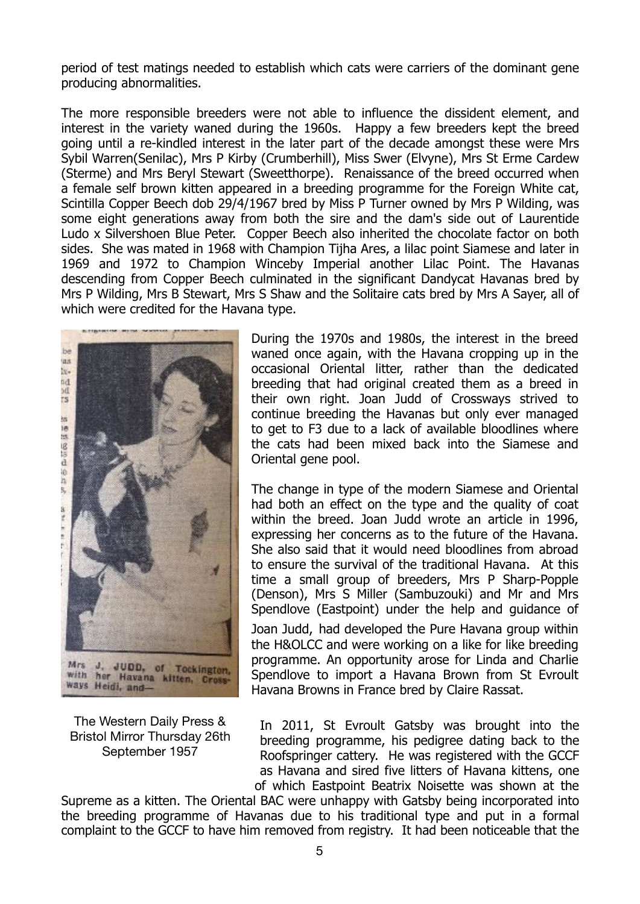period of test matings needed to establish which cats were carriers of the dominant gene producing abnormalities.

The more responsible breeders were not able to influence the dissident element, and interest in the variety waned during the 1960s. Happy a few breeders kept the breed going until a re-kindled interest in the later part of the decade amongst these were Mrs Sybil Warren(Senilac), Mrs P Kirby (Crumberhill), Miss Swer (Elvyne), Mrs St Erme Cardew (Sterme) and Mrs Beryl Stewart (Sweetthorpe). Renaissance of the breed occurred when a female self brown kitten appeared in a breeding programme for the Foreign White cat, Scintilla Copper Beech dob 29/4/1967 bred by Miss P Turner owned by Mrs P Wilding, was some eight generations away from both the sire and the dam's side out of Laurentide Ludo x Silvershoen Blue Peter. Copper Beech also inherited the chocolate factor on both sides. She was mated in 1968 with Champion Tijha Ares, a lilac point Siamese and later in 1969 and 1972 to Champion Winceby Imperial another Lilac Point. The Havanas descending from Copper Beech culminated in the significant Dandycat Havanas bred by Mrs P Wilding, Mrs B Stewart, Mrs S Shaw and the Solitaire cats bred by Mrs A Sayer, all of which were credited for the Havana type.

Mrs J. JUDD, of Tockington, with her Havana kitten, Crossways Heidi, and—

The Western Daily Press & Bristol Mirror Thursday 26th September 1957

During the 1970s and 1980s, the interest in the breed waned once again, with the Havana cropping up in the occasional Oriental litter, rather than the dedicated breeding that had original created them as a breed in their own right. Joan Judd of Crossways strived to continue breeding the Havanas but only ever managed to get to F3 due to a lack of available bloodlines where the cats had been mixed back into the Siamese and Oriental gene pool.

The change in type of the modern Siamese and Oriental had both an effect on the type and the quality of coat within the breed. Joan Judd wrote an article in 1996, expressing her concerns as to the future of the Havana. She also said that it would need bloodlines from abroad to ensure the survival of the traditional Havana. At this time a small group of breeders, Mrs P Sharp-Popple (Denson), Mrs S Miller (Sambuzouki) and Mr and Mrs Spendlove (Eastpoint) under the help and guidance of Joan Judd, had developed the Pure Havana group within the H&OLCC and were working on a like for like breeding programme. An opportunity arose for Linda and Charlie Spendlove to import a Havana Brown from St Evroult Havana Browns in France bred by Claire Rassat.

In 2011, St Evroult Gatsby was brought into the breeding programme, his pedigree dating back to the Roofspringer cattery. He was registered with the GCCF as Havana and sired five litters of Havana kittens, one of which Eastpoint Beatrix Noisette was shown at the Supreme as a kitten. The Oriental BAC were unhappy with Gatsby being incorporated into the breeding programme of Havanas due to his traditional type and put in a formal complaint to the GCCF to have him removed from registry. It had been noticeable that the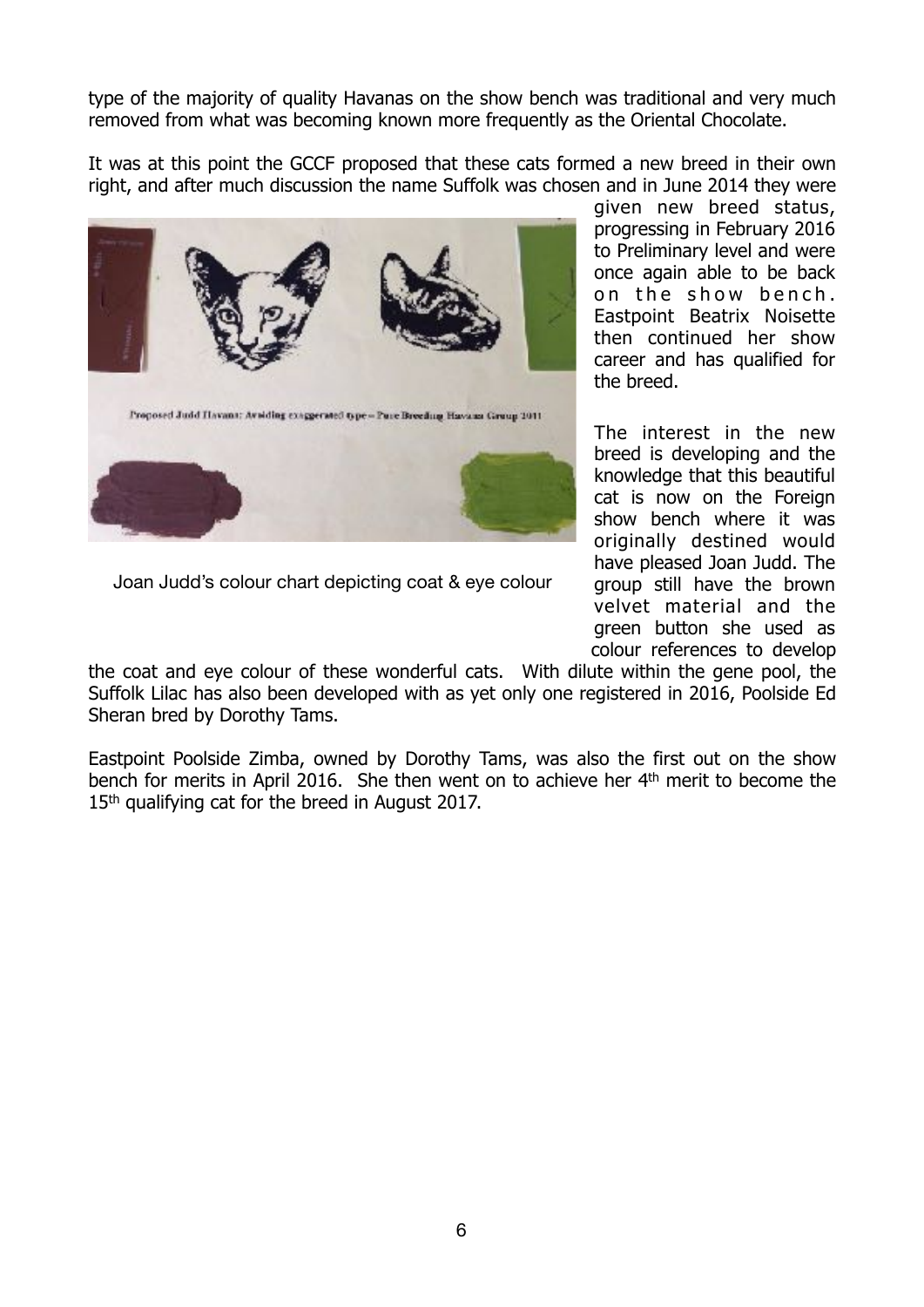type of the majority of quality Havanas on the show bench was traditional and very much removed from what was becoming known more frequently as the Oriental Chocolate.

It was at this point the GCCF proposed that these cats formed a new breed in their own right, and after much discussion the name Suffolk was chosen and in June 2014 they were given new breed status, progressing in February 2016 to Preliminary level and were once again able to be back on the show bench. Eastpoint Beatrix Noisette then continued her show career and has qualified for the breed.

Joan Judd's colour chart depicting coat & eye colour

The interest in the new breed is developing and the knowledge that this beautiful cat is now on the Foreign show bench where it was originally destined would have pleased Joan Judd. The group still have the brown velvet material and the green button she used as colour references to develop the coat and eye colour of these wonderful cats. With dilute within the gene pool, the Suffolk Lilac has also been developed with as yet only one registered in 2016, Poolside Ed Sheran bred by Dorothy Tams.

Eastpoint Poolside Zimba, owned by Dorothy Tams, was also the first out on the show bench for merits in April 2016. She then went on to achieve her 4th merit to become the 15th qualifying cat for the breed in August 2017.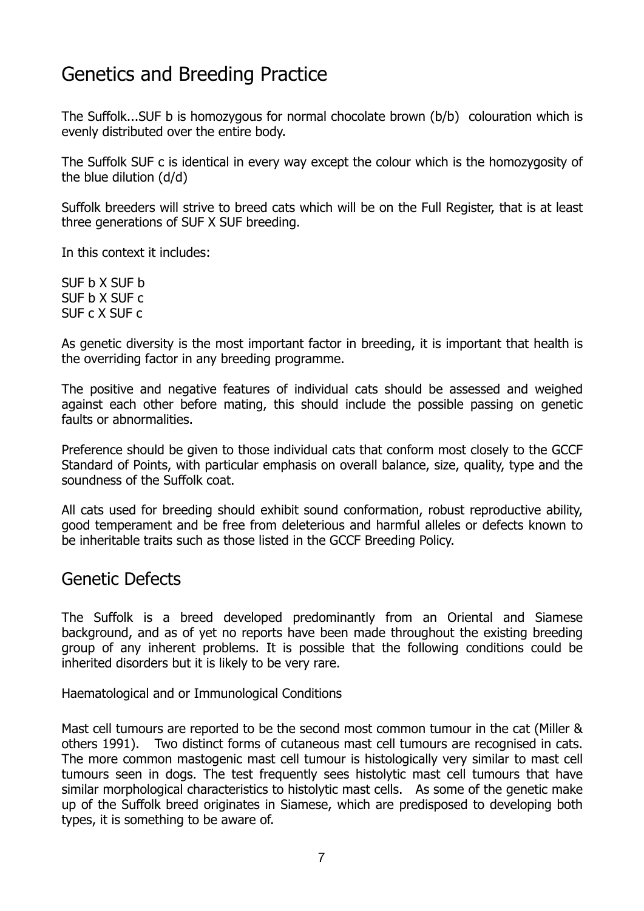## Genetics and Breeding Practice

The Suffolk...SUF b is homozygous for normal chocolate brown (b/b) colouration which is evenly distributed over the entire body.

The Suffolk SUF c is identical in every way except the colour which is the homozygosity of the blue dilution (d/d)

Suffolk breeders will strive to breed cats which will be on the Full Register, that is at least three generations of SUF X SUF breeding.

In this context it includes:

SUF b X SUF b
SUF b X SUF c
SUF c X SUF c

As genetic diversity is the most important factor in breeding, it is important that health is the overriding factor in any breeding programme.

The positive and negative features of individual cats should be assessed and weighed against each other before mating, this should include the possible passing on genetic faults or abnormalities.

Preference should be given to those individual cats that conform most closely to the GCCF Standard of Points, with particular emphasis on overall balance, size, quality, type and the soundness of the Suffolk coat.

All cats used for breeding should exhibit sound conformation, robust reproductive ability, good temperament and be free from deleterious and harmful alleles or defects known to be inheritable traits such as those listed in the GCCF Breeding Policy.

## Genetic Defects

The Suffolk is a breed developed predominantly from an Oriental and Siamese background, and as of yet no reports have been made throughout the existing breeding group of any inherent problems. It is possible that the following conditions could be inherited disorders but it is likely to be very rare.

Haematological and or Immunological Conditions

Mast cell tumours are reported to be the second most common tumour in the cat (Miller & others 1991). Two distinct forms of cutaneous mast cell tumours are recognised in cats. The more common mastogenic mast cell tumour is histologically very similar to mast cell tumours seen in dogs. The test frequently sees histolytic mast cell tumours that have similar morphological characteristics to histolytic mast cells. As some of the genetic make up of the Suffolk breed originates in Siamese, which are predisposed to developing both types, it is something to be aware of.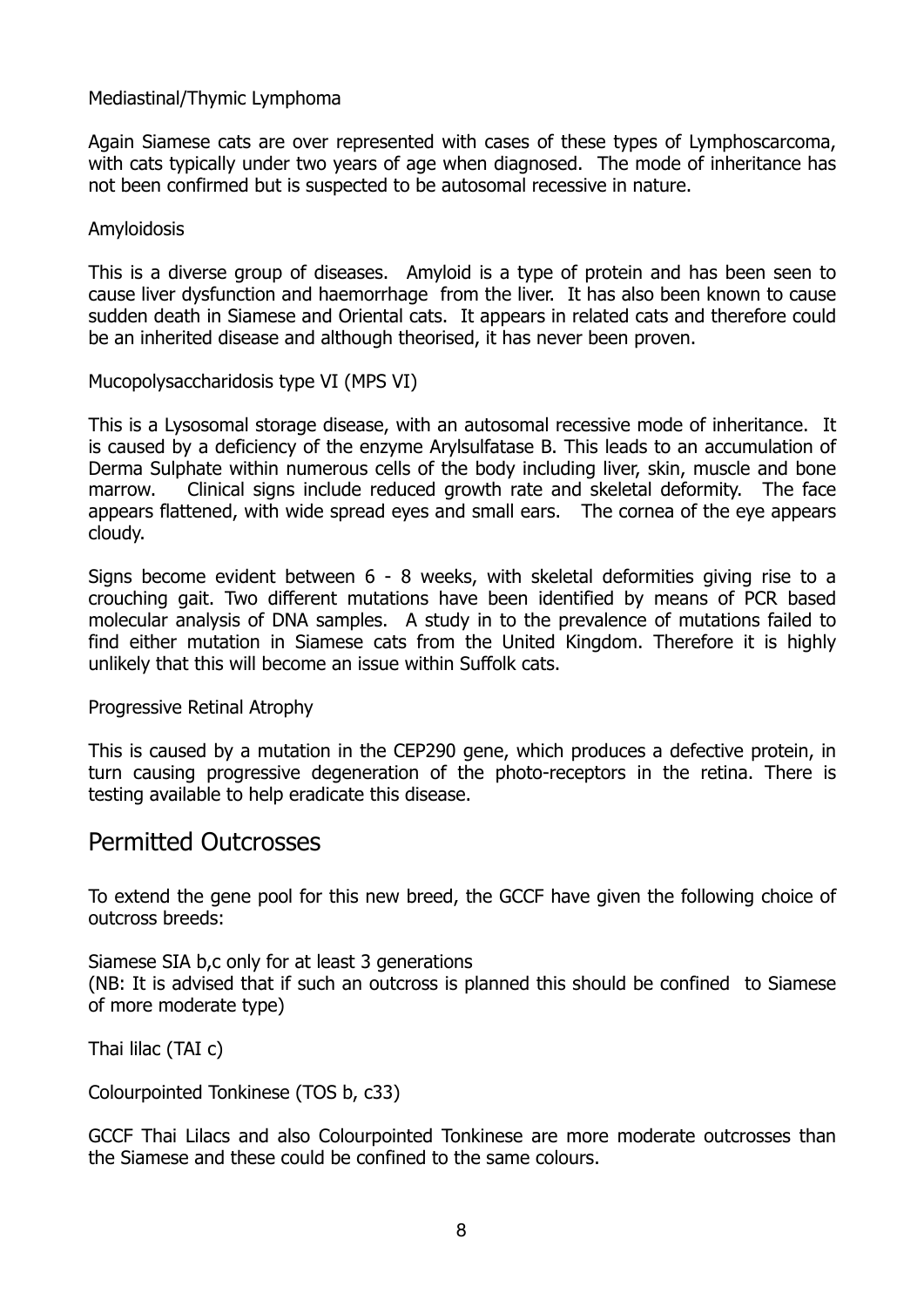Mediastinal/Thymic Lymphoma

Again Siamese cats are over represented with cases of these types of Lymphoscarcoma, with cats typically under two years of age when diagnosed. The mode of inheritance has not been confirmed but is suspected to be autosomal recessive in nature.

Amyloidosis

This is a diverse group of diseases. Amyloid is a type of protein and has been seen to cause liver dysfunction and haemorrhage from the liver. It has also been known to cause sudden death in Siamese and Oriental cats. It appears in related cats and therefore could be an inherited disease and although theorised, it has never been proven.

Mucopolysaccharidosis type VI (MPS VI)

This is a Lysosomal storage disease, with an autosomal recessive mode of inheritance. It is caused by a deficiency of the enzyme Arylsulfatase B. This leads to an accumulation of Derma Sulphate within numerous cells of the body including liver, skin, muscle and bone marrow. Clinical signs include reduced growth rate and skeletal deformity. The face appears flattened, with wide spread eyes and small ears. The cornea of the eye appears cloudy.

Signs become evident between 6 - 8 weeks, with skeletal deformities giving rise to a crouching gait. Two different mutations have been identified by means of PCR based molecular analysis of DNA samples. A study in to the prevalence of mutations failed to find either mutation in Siamese cats from the United Kingdom. Therefore it is highly unlikely that this will become an issue within Suffolk cats.

Progressive Retinal Atrophy

This is caused by a mutation in the CEP290 gene, which produces a defective protein, in turn causing progressive degeneration of the photo-receptors in the retina. There is testing available to help eradicate this disease.

## Permitted Outcrosses

To extend the gene pool for this new breed, the GCCF have given the following choice of outcross breeds:

Siamese SIA b,c only for at least 3 generations
(NB: It is advised that if such an outcross is planned this should be confined to Siamese of more moderate type)

Thai lilac (TAI c)

Colourpointed Tonkinese (TOS b, c33)

GCCF Thai Lilacs and also Colourpointed Tonkinese are more moderate outcrosses than the Siamese and these could be confined to the same colours.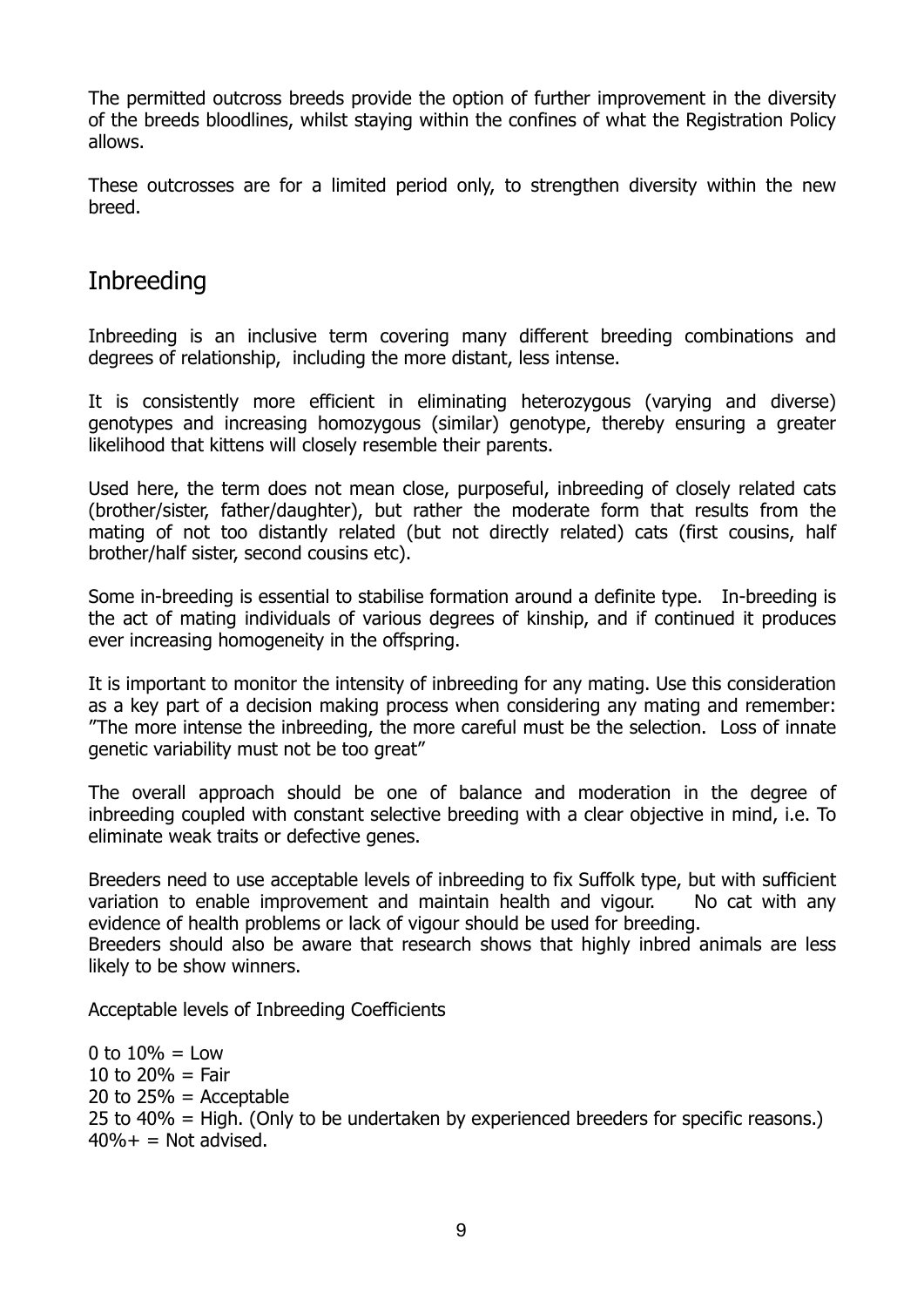The permitted outcross breeds provide the option of further improvement in the diversity of the breeds bloodlines, whilst staying within the confines of what the Registration Policy allows.

These outcrosses are for a limited period only, to strengthen diversity within the new breed.

## Inbreeding

Inbreeding is an inclusive term covering many different breeding combinations and degrees of relationship, including the more distant, less intense.

It is consistently more efficient in eliminating heterozygous (varying and diverse) genotypes and increasing homozygous (similar) genotype, thereby ensuring a greater likelihood that kittens will closely resemble their parents.

Used here, the term does not mean close, purposeful, inbreeding of closely related cats (brother/sister, father/daughter), but rather the moderate form that results from the mating of not too distantly related (but not directly related) cats (first cousins, half brother/half sister, second cousins etc).

Some in-breeding is essential to stabilise formation around a definite type. In-breeding is the act of mating individuals of various degrees of kinship, and if continued it produces ever increasing homogeneity in the offspring.

It is important to monitor the intensity of inbreeding for any mating. Use this consideration as a key part of a decision making process when considering any mating and remember: "The more intense the inbreeding, the more careful must be the selection. Loss of innate genetic variability must not be too great"

The overall approach should be one of balance and moderation in the degree of inbreeding coupled with constant selective breeding with a clear objective in mind, i.e. To eliminate weak traits or defective genes.

Breeders need to use acceptable levels of inbreeding to fix Suffolk type, but with sufficient variation to enable improvement and maintain health and vigour. No cat with any evidence of health problems or lack of vigour should be used for breeding.
Breeders should also be aware that research shows that highly inbred animals are less likely to be show winners.

Acceptable levels of Inbreeding Coefficients

0 to 10% = Low
10 to 20% = Fair
20 to 25% = Acceptable
25 to 40% = High. (Only to be undertaken by experienced breeders for specific reasons.)
40%+ = Not advised.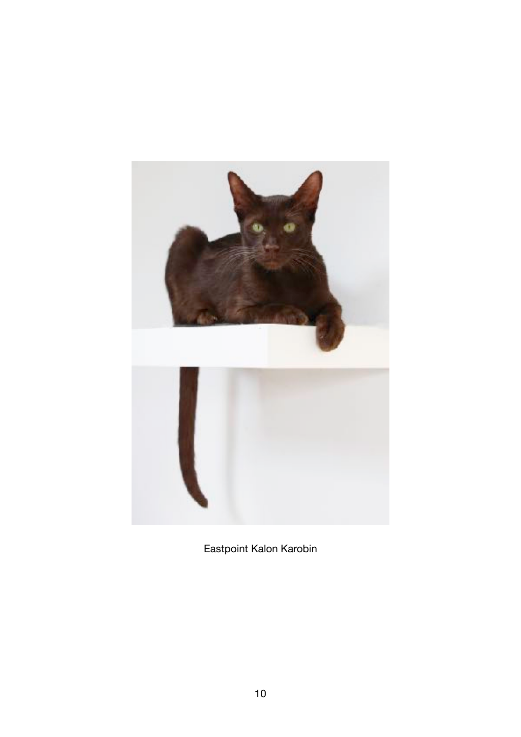Eastpoint Kalon Karobin